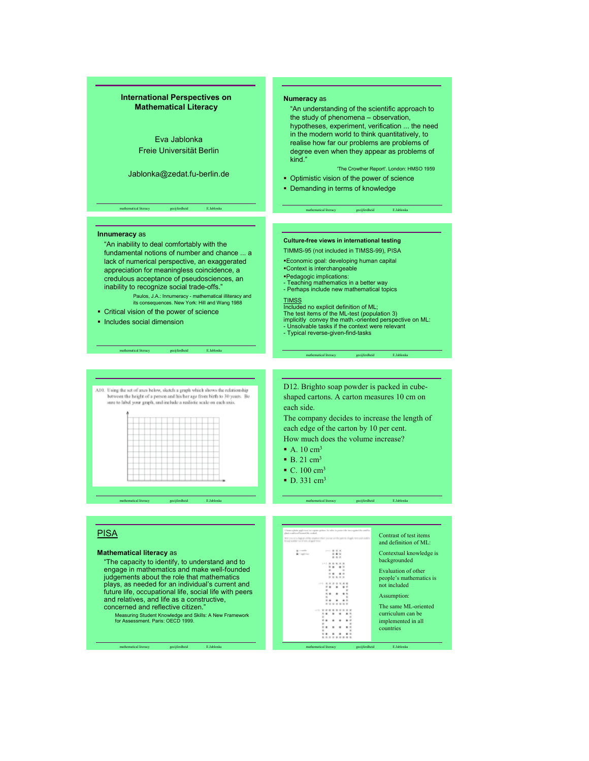## International Perspectives on Mathematical Literacy

Eva Jablonka
Freie Universität Berlin

Jablonka@zedat.fu-berlin.de

---

**Numeracy** as

"An understanding of the scientific approach to the study of phenomena – observation, hypotheses, experiment, verification ... the need in the modern world to think quantitatively, to realise how far our problems are problems of degree even when they appear as problems of kind."

'The Crowther Report'. London: HMSO 1959

- Optimistic vision of the power of science
- Demanding in terms of knowledge

---

**Innumeracy** as

"An inability to deal comfortably with the fundamental notions of number and chance ... a lack of numerical perspective, an exaggerated appreciation for meaningless coincidence, a credulous acceptance of pseudosciences, an inability to recognize social trade-offs."

Paulos, J.A.: Innumeracy - mathematical illiteracy and its consequences. New York: Hill and Wang 1988

- Critical vision of the power of science
- Includes social dimension

---

**Culture-free views in international testing**

TIMMS-95 (not included in TIMSS-99), PISA

- Economic goal: developing human capital
- Context is interchangeable
- Pedagogic implications:
  - Teaching mathematics in a better way
  - Perhaps include new mathematical topics

TIMSS

Included no explicit definition of ML;
The test items of the ML-test (population 3) implicitly convey the math.-oriented perspective on ML:
- Unsolvable tasks if the context were relevant
- Typical reverse-given-find-tasks

---

A10. Using the set of axes below, sketch a graph which shows the relationship between the height of a person and his/her age from birth to 30 years. Be sure to label your graph, and include a realistic scale on each axis.

---

D12. Brighto soap powder is packed in cube-shaped cartons. A carton measures 10 cm on each side.

The company decides to increase the length of each edge of the carton by 10 per cent.

How much does the volume increase?

- A. 10 $cm^3$
- B. 21 $cm^3$
- C. 100 $cm^3$
- D. 331 $cm^3$

---

## PISA

**Mathematical literacy** as

"The capacity to identify, to understand and to engage in mathematics and make well-founded judgements about the role that mathematics plays, as needed for an individual's current and future life, occupational life, social life with peers and relatives, and life as a constructive, concerned and reflective citizen."

Measuring Student Knowledge and Skills: A New Framework for Assessment. Paris: OECD 1999.

---

Contrast of test items and definition of ML:

Contextual knowledge is backgrounded

Evaluation of other people's mathematics is not included

Assumption:

The same ML-oriented curriculum can be implemented in all countries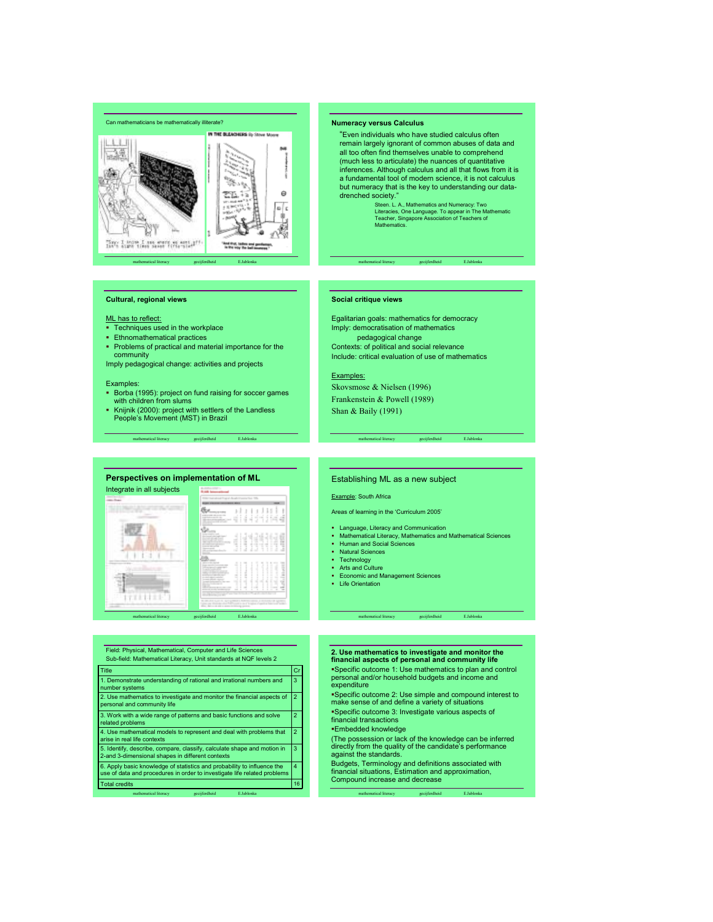## Can mathematicians be mathematically illiterate?

## Numeracy versus Calculus

"Even individuals who have studied calculus often remain largely ignorant of common abuses of data and all too often find themselves unable to comprehend (much less to articulate) the nuances of quantitative inferences. Although calculus and all that flows from it is a fundamental tool of modern science, it is not calculus but numeracy that is the key to understanding our data-drenched society."

Steen. L. A., Mathematics and Numeracy: Two Literacies, One Language. To appear in The Mathematic Teacher, Singapore Association of Teachers of Mathematics.

## Cultural, regional views

ML has to reflect:

- Techniques used in the workplace
- Ethnomathematical practices
- Problems of practical and material importance for the community

Imply pedagogical change: activities and projects

Examples:

- Borba (1995): project on fund raising for soccer games with children from slums
- Knijnik (2000): project with settlers of the Landless People's Movement (MST) in Brazil

## Social critique views

Egalitarian goals: mathematics for democracy
Imply: democratisation of mathematics
pedagogical change
Contexts: of political and social relevance
Include: critical evaluation of use of mathematics

Examples:

Skovsmose & Nielsen (1996)
Frankenstein & Powell (1989)
Shan & Baily (1991)

## Perspectives on implementation of ML

Integrate in all subjects

## Establishing ML as a new subject

Example: South Africa

Areas of learning in the 'Curriculum 2005'

- Language, Literacy and Communication
- Mathematical Literacy, Mathematics and Mathematical Sciences
- Human and Social Sciences
- Natural Sciences
- Technology
- Arts and Culture
- Economic and Management Sciences
- Life Orientation

Field: Physical, Mathematical, Computer and Life Sciences
Sub-field: Mathematical Literacy, Unit standards at NQF levels 2

| Title | Cr |
|---|---|
| 1. Demonstrate understanding of rational and irrational numbers and number systems | 3 |
| 2. Use mathematics to investigate and monitor the financial aspects of personal and community life | 2 |
| 3. Work with a wide range of patterns and basic functions and solve related problems | 2 |
| 4. Use mathematical models to represent and deal with problems that arise in real life contexts | 2 |
| 5. Identify, describe, compare, classify, calculate shape and motion in 2-and 3-dimensional shapes in different contexts | 3 |
| 6. Apply basic knowledge of statistics and probability to influence the use of data and procedures in order to investigate life related problems | 4 |
| Total credits | 16 |

## 2. Use mathematics to investigate and monitor the financial aspects of personal and community life

- Specific outcome 1: Use mathematics to plan and control personal and/or household budgets and income and expenditure
- Specific outcome 2: Use simple and compound interest to make sense of and define a variety of situations
- Specific outcome 3: Investigate various aspects of financial transactions
- Embedded knowledge

(The possession or lack of the knowledge can be inferred directly from the quality of the candidate's performance against the standards.

Budgets, Terminology and definitions associated with financial situations, Estimation and approximation, Compound increase and decrease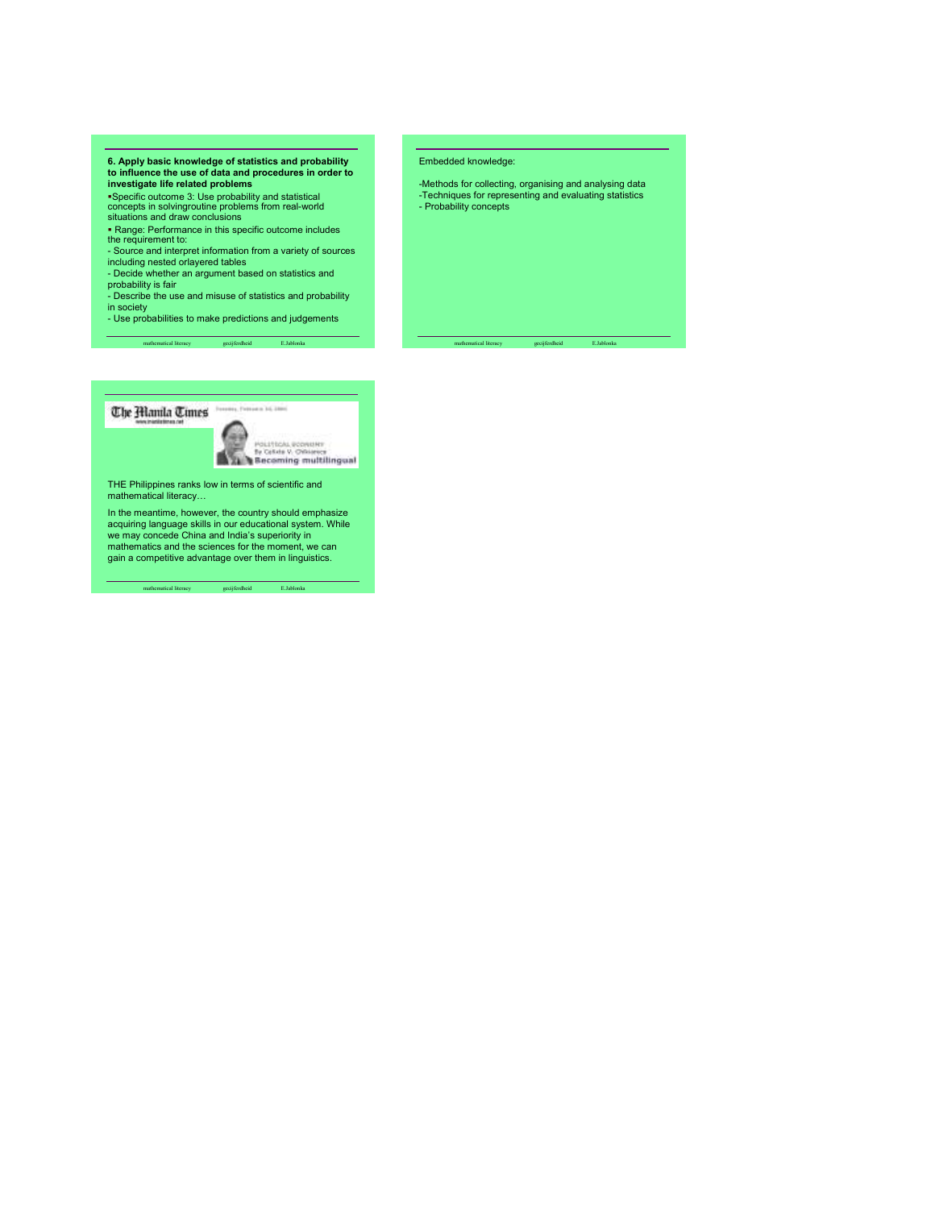**6. Apply basic knowledge of statistics and probability to influence the use of data and procedures in order to investigate life related problems**

- Specific outcome 3: Use probability and statistical concepts in solvingroutine problems from real-world situations and draw conclusions
- Range: Performance in this specific outcome includes the requirement to:

- Source and interpret information from a variety of sources including nested orlayered tables
- Decide whether an argument based on statistics and probability is fair
- Describe the use and misuse of statistics and probability in society
- Use probabilities to make predictions and judgements

Embedded knowledge:

- Methods for collecting, organising and analysing data
- Techniques for representing and evaluating statistics
- Probability concepts

The Manila Times

POLITICAL ECONOMY
By Cielito V. Chiwanyo
Becoming multilingual

THE Philippines ranks low in terms of scientific and mathematical literacy…

In the meantime, however, the country should emphasize acquiring language skills in our educational system. While we may concede China and India's superiority in mathematics and the sciences for the moment, we can gain a competitive advantage over them in linguistics.